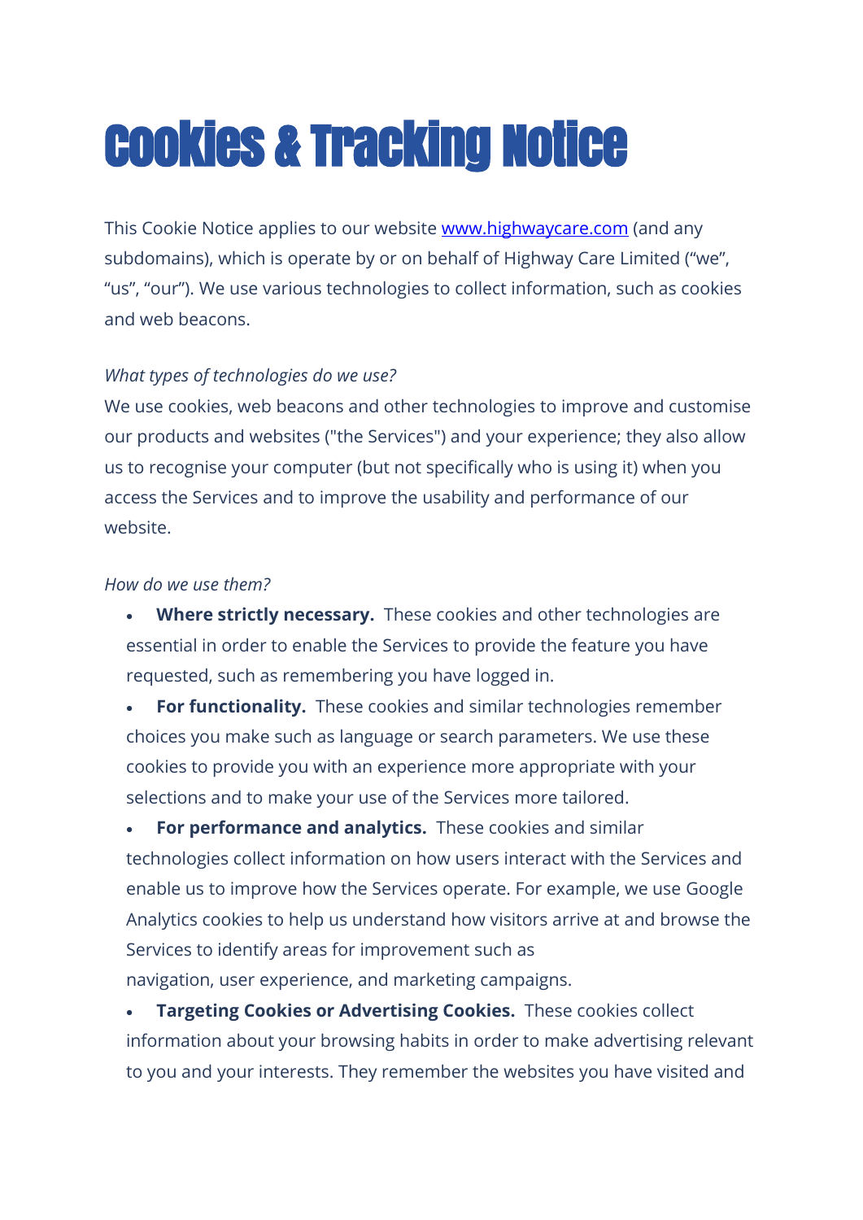# Cookies & Tracking Notice

This Cookie Notice applies to our website [www.highwaycare.com](http://www.highwaycare.com) (and any subdomains), which is operate by or on behalf of Highway Care Limited ("we", "us", "our"). We use various technologies to collect information, such as cookies and web beacons.

*What types of technologies do we use?*

We use cookies, web beacons and other technologies to improve and customise our products and websites ("the Services") and your experience; they also allow us to recognise your computer (but not specifically who is using it) when you access the Services and to improve the usability and performance of our website.

*How do we use them?*

- **Where strictly necessary.** These cookies and other technologies are essential in order to enable the Services to provide the feature you have requested, such as remembering you have logged in.
- **For functionality.** These cookies and similar technologies remember choices you make such as language or search parameters. We use these cookies to provide you with an experience more appropriate with your selections and to make your use of the Services more tailored.
- **For performance and analytics.** These cookies and similar technologies collect information on how users interact with the Services and enable us to improve how the Services operate. For example, we use Google Analytics cookies to help us understand how visitors arrive at and browse the Services to identify areas for improvement such as navigation, user experience, and marketing campaigns.
- **Targeting Cookies or Advertising Cookies.** These cookies collect information about your browsing habits in order to make advertising relevant to you and your interests. They remember the websites you have visited and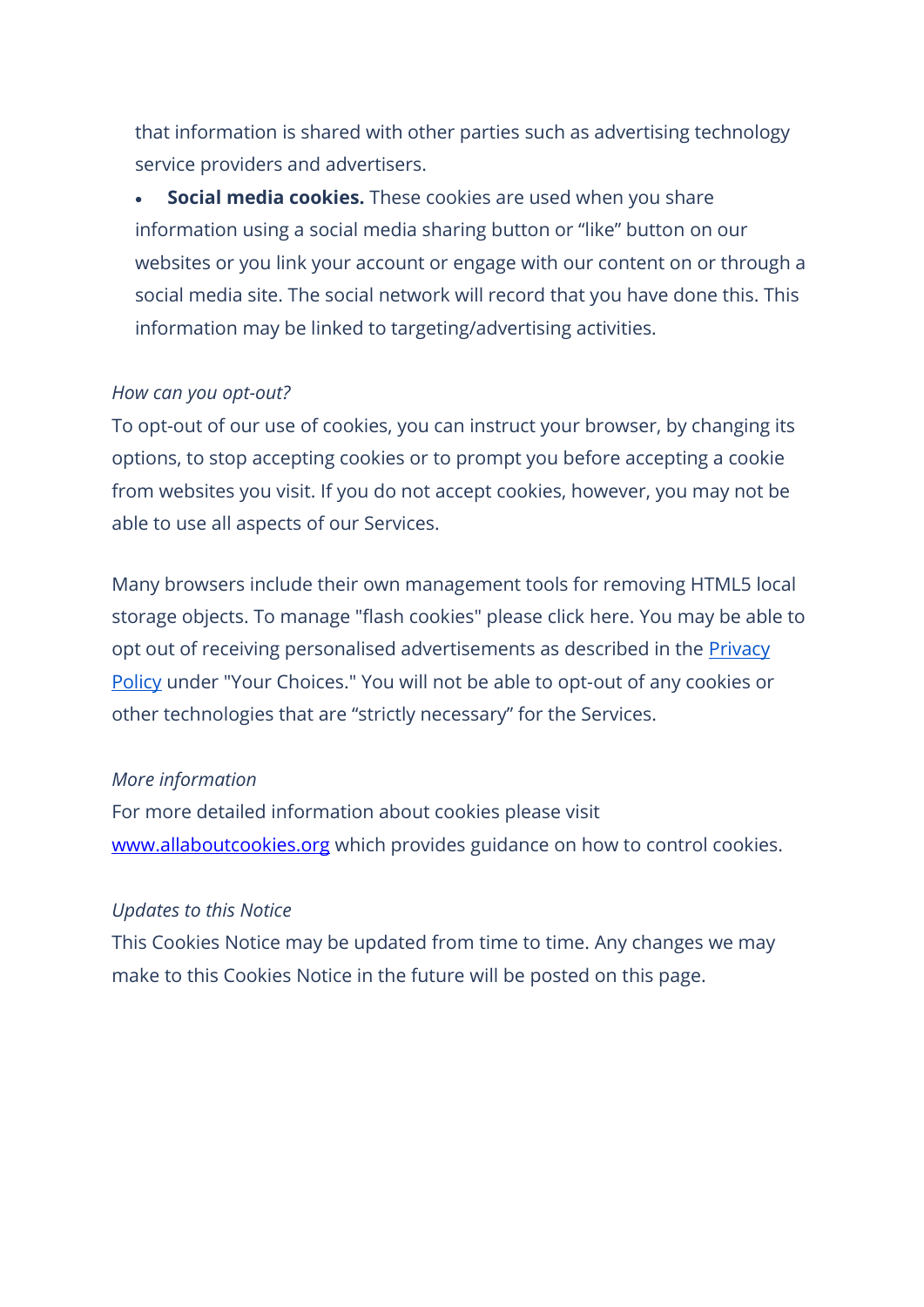that information is shared with other parties such as advertising technology service providers and advertisers.

- **Social media cookies.** These cookies are used when you share information using a social media sharing button or "like" button on our websites or you link your account or engage with our content on or through a social media site. The social network will record that you have done this. This information may be linked to targeting/advertising activities.

*How can you opt-out?*

To opt-out of our use of cookies, you can instruct your browser, by changing its options, to stop accepting cookies or to prompt you before accepting a cookie from websites you visit. If you do not accept cookies, however, you may not be able to use all aspects of our Services.

Many browsers include their own management tools for removing HTML5 local storage objects. To manage "flash cookies" please click here. You may be able to opt out of receiving personalised advertisements as described in the Privacy Policy under "Your Choices." You will not be able to opt-out of any cookies or other technologies that are "strictly necessary" for the Services.

*More information*

For more detailed information about cookies please visit www.allaboutcookies.org which provides guidance on how to control cookies.

*Updates to this Notice*

This Cookies Notice may be updated from time to time. Any changes we may make to this Cookies Notice in the future will be posted on this page.